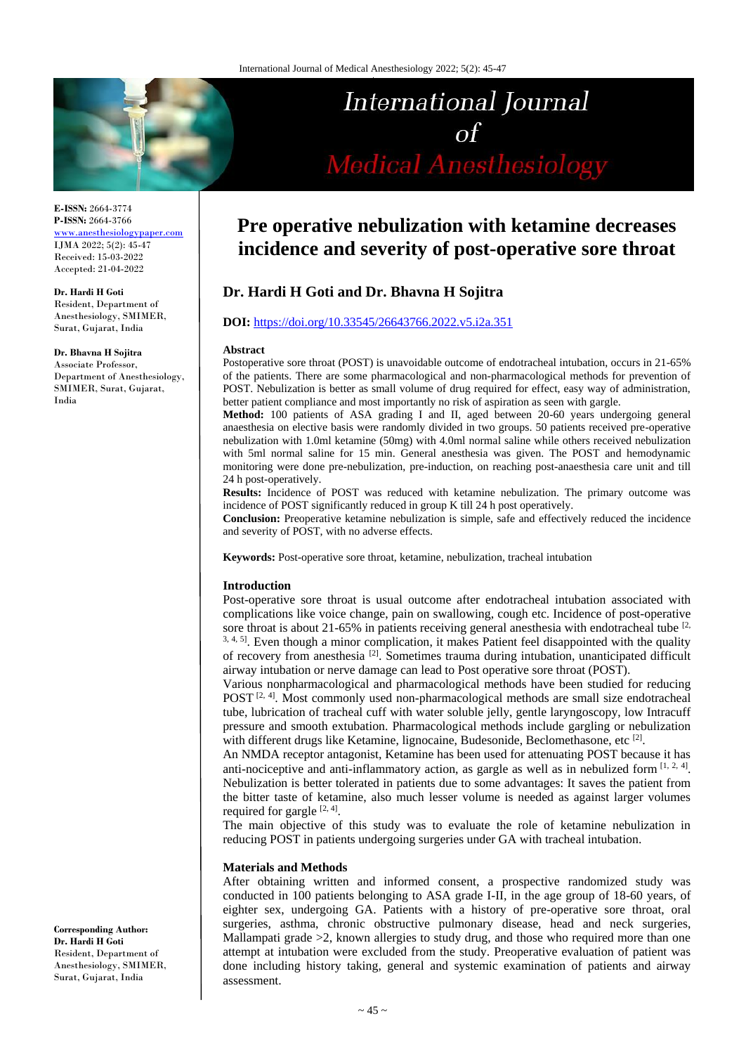# Pre operative nebulization with ketamine decreases incidence and severity of post-operative sore throat

**Dr. Hardi H Goti and Dr. Bhavna H Sojitra**

**DOI:** https://doi.org/10.33545/26643766.2022.v5.i2a.351

E-ISSN: 2664-3774
P-ISSN: 2664-3766
www.anesthesiologypaper.com
IJMA 2022; 5(2): 45-47
Received: 15-03-2022
Accepted: 21-04-2022

**Dr. Hardi H Goti**
Resident, Department of Anesthesiology, SMIMER, Surat, Gujarat, India

**Dr. Bhavna H Sojitra**
Associate Professor, Department of Anesthesiology, SMIMER, Surat, Gujarat, India

**Corresponding Author:**
**Dr. Hardi H Goti**
Resident, Department of Anesthesiology, SMIMER, Surat, Gujarat, India

## Abstract

Postoperative sore throat (POST) is unavoidable outcome of endotracheal intubation, occurs in 21-65% of the patients. There are some pharmacological and non-pharmacological methods for prevention of POST. Nebulization is better as small volume of drug required for effect, easy way of administration, better patient compliance and most importantly no risk of aspiration as seen with gargle.

**Method:** 100 patients of ASA grading I and II, aged between 20-60 years undergoing general anaesthesia on elective basis were randomly divided in two groups. 50 patients received pre-operative nebulization with 1.0ml ketamine (50mg) with 4.0ml normal saline while others received nebulization with 5ml normal saline for 15 min. General anesthesia was given. The POST and hemodynamic monitoring were done pre-nebulization, pre-induction, on reaching post-anaesthesia care unit and till 24 h post-operatively.

**Results:** Incidence of POST was reduced with ketamine nebulization. The primary outcome was incidence of POST significantly reduced in group K till 24 h post operatively.

**Conclusion:** Preoperative ketamine nebulization is simple, safe and effectively reduced the incidence and severity of POST, with no adverse effects.

**Keywords:** Post-operative sore throat, ketamine, nebulization, tracheal intubation

## Introduction

Post-operative sore throat is usual outcome after endotracheal intubation associated with complications like voice change, pain on swallowing, cough etc. Incidence of post-operative sore throat is about 21-65% in patients receiving general anesthesia with endotracheal tube [2, 3, 4, 5]. Even though a minor complication, it makes Patient feel disappointed with the quality of recovery from anesthesia [2]. Sometimes trauma during intubation, unanticipated difficult airway intubation or nerve damage can lead to Post operative sore throat (POST).

Various nonpharmacological and pharmacological methods have been studied for reducing POST [2, 4]. Most commonly used non-pharmacological methods are small size endotracheal tube, lubrication of tracheal cuff with water soluble jelly, gentle laryngoscopy, low Intracuff pressure and smooth extubation. Pharmacological methods include gargling or nebulization with different drugs like Ketamine, lignocaine, Budesonide, Beclomethasone, etc [2].

An NMDA receptor antagonist, Ketamine has been used for attenuating POST because it has anti-nociceptive and anti-inflammatory action, as gargle as well as in nebulized form [1, 2, 4]. Nebulization is better tolerated in patients due to some advantages: It saves the patient from the bitter taste of ketamine, also much lesser volume is needed as against larger volumes required for gargle [2, 4].

The main objective of this study was to evaluate the role of ketamine nebulization in reducing POST in patients undergoing surgeries under GA with tracheal intubation.

## Materials and Methods

After obtaining written and informed consent, a prospective randomized study was conducted in 100 patients belonging to ASA grade I-II, in the age group of 18-60 years, of eighter sex, undergoing GA. Patients with a history of pre-operative sore throat, oral surgeries, asthma, chronic obstructive pulmonary disease, head and neck surgeries, Mallampati grade >2, known allergies to study drug, and those who required more than one attempt at intubation were excluded from the study. Preoperative evaluation of patient was done including history taking, general and systemic examination of patients and airway assessment.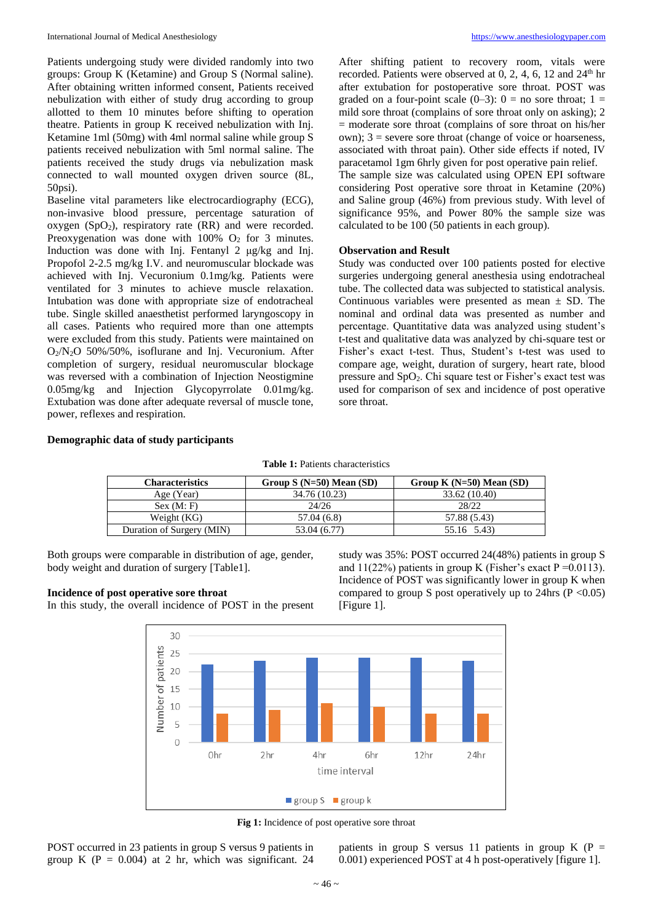Patients undergoing study were divided randomly into two groups: Group K (Ketamine) and Group S (Normal saline). After obtaining written informed consent, Patients received nebulization with either of study drug according to group allotted to them 10 minutes before shifting to operation theatre. Patients in group K received nebulization with Inj. Ketamine 1ml (50mg) with 4ml normal saline while group S patients received nebulization with 5ml normal saline. The patients received the study drugs via nebulization mask connected to wall mounted oxygen driven source (8L, 50psi).

Baseline vital parameters like electrocardiography (ECG), non-invasive blood pressure, percentage saturation of oxygen ($SpO_2$), respiratory rate (RR) and were recorded. Preoxygenation was done with 100% $O_2$ for 3 minutes. Induction was done with Inj. Fentanyl 2 μg/kg and Inj. Propofol 2-2.5 mg/kg I.V. and neuromuscular blockade was achieved with Inj. Vecuronium 0.1mg/kg. Patients were ventilated for 3 minutes to achieve muscle relaxation. Intubation was done with appropriate size of endotracheal tube. Single skilled anaesthetist performed laryngoscopy in all cases. Patients who required more than one attempts were excluded from this study. Patients were maintained on $O_2/N_2O$ 50%/50%, isoflurane and Inj. Vecuronium. After completion of surgery, residual neuromuscular blockage was reversed with a combination of Injection Neostigmine 0.05mg/kg and Injection Glycopyrrolate 0.01mg/kg. Extubation was done after adequate reversal of muscle tone, power, reflexes and respiration.

After shifting patient to recovery room, vitals were recorded. Patients were observed at 0, 2, 4, 6, 12 and 24$^{th}$ hr after extubation for postoperative sore throat. POST was graded on a four-point scale (0–3): 0 = no sore throat; 1 = mild sore throat (complains of sore throat only on asking); 2 = moderate sore throat (complains of sore throat on his/her own); 3 = severe sore throat (change of voice or hoarseness, associated with throat pain). Other side effects if noted, IV paracetamol 1gm 6hrly given for post operative pain relief.

The sample size was calculated using OPEN EPI software considering Post operative sore throat in Ketamine (20%) and Saline group (46%) from previous study. With level of significance 95%, and Power 80% the sample size was calculated to be 100 (50 patients in each group).

### Observation and Result

Study was conducted over 100 patients posted for elective surgeries undergoing general anesthesia using endotracheal tube. The collected data was subjected to statistical analysis. Continuous variables were presented as mean ± SD. The nominal and ordinal data was presented as number and percentage. Quantitative data was analyzed using student's t-test and qualitative data was analyzed by chi-square test or Fisher's exact t-test. Thus, Student's t-test was used to compare age, weight, duration of surgery, heart rate, blood pressure and $SpO_2$. Chi square test or Fisher's exact test was used for comparison of sex and incidence of post operative sore throat.

### Demographic data of study participants

**Table 1:** Patients characteristics

| Characteristics | Group S (N=50) Mean (SD) | Group K (N=50) Mean (SD) |
|---|---|---|
| Age (Year) | 34.76 (10.23) | 33.62 (10.40) |
| Sex (M: F) | 24/26 | 28/22 |
| Weight (KG) | 57.04 (6.8) | 57.88 (5.43) |
| Duration of Surgery (MIN) | 53.04 (6.77) | 55.16 5.43) |

Both groups were comparable in distribution of age, gender, body weight and duration of surgery [Table1].

### Incidence of post operative sore throat

In this study, the overall incidence of POST in the present study was 35%: POST occurred 24(48%) patients in group S and 11(22%) patients in group K (Fisher's exact P =0.0113). Incidence of POST was significantly lower in group K when compared to group S post operatively up to 24hrs ($P < 0.05$) [Figure 1].

**Fig 1:** Incidence of post operative sore throat

POST occurred in 23 patients in group S versus 9 patients in group K (P = 0.004) at 2 hr, which was significant. 24 patients in group S versus 11 patients in group K (P = 0.001) experienced POST at 4 h post-operatively [figure 1].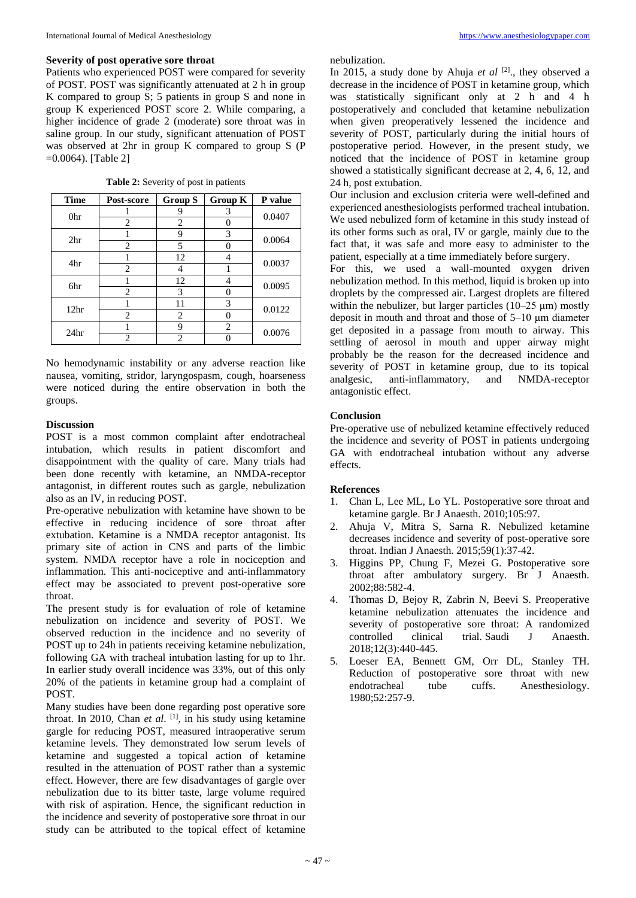### Severity of post operative sore throat

Patients who experienced POST were compared for severity of POST. POST was significantly attenuated at 2 h in group K compared to group S; 5 patients in group S and none in group K experienced POST score 2. While comparing, a higher incidence of grade 2 (moderate) sore throat was in saline group. In our study, significant attenuation of POST was observed at 2hr in group K compared to group S (P =0.0064). [Table 2]

**Table 2:** Severity of post in patients

| Time | Post-score | Group S | Group K | P value |
|---|---|---|---|---|
| 0hr | 1 | 9 | 3 | 0.0407 |
| | 2 | 2 | 0 | |
| 2hr | 1 | 9 | 3 | 0.0064 |
| | 2 | 5 | 0 | |
| 4hr | 1 | 12 | 4 | 0.0037 |
| | 2 | 4 | 1 | |
| 6hr | 1 | 12 | 4 | 0.0095 |
| | 2 | 3 | 0 | |
| 12hr | 1 | 11 | 3 | 0.0122 |
| | 2 | 2 | 0 | |
| 24hr | 1 | 9 | 2 | 0.0076 |
| | 2 | 2 | 0 | |

No hemodynamic instability or any adverse reaction like nausea, vomiting, stridor, laryngospasm, cough, hoarseness were noticed during the entire observation in both the groups.

### Discussion

POST is a most common complaint after endotracheal intubation, which results in patient discomfort and disappointment with the quality of care. Many trials had been done recently with ketamine, an NMDA-receptor antagonist, in different routes such as gargle, nebulization also as an IV, in reducing POST.

Pre-operative nebulization with ketamine have shown to be effective in reducing incidence of sore throat after extubation. Ketamine is a NMDA receptor antagonist. Its primary site of action in CNS and parts of the limbic system. NMDA receptor have a role in nociception and inflammation. This anti-nociceptive and anti-inflammatory effect may be associated to prevent post-operative sore throat.

The present study is for evaluation of role of ketamine nebulization on incidence and severity of POST. We observed reduction in the incidence and no severity of POST up to 24h in patients receiving ketamine nebulization, following GA with tracheal intubation lasting for up to 1hr. In earlier study overall incidence was 33%, out of this only 20% of the patients in ketamine group had a complaint of POST.

Many studies have been done regarding post operative sore throat. In 2010, Chan *et al*. [1], in his study using ketamine gargle for reducing POST, measured intraoperative serum ketamine levels. They demonstrated low serum levels of ketamine and suggested a topical action of ketamine resulted in the attenuation of POST rather than a systemic effect. However, there are few disadvantages of gargle over nebulization due to its bitter taste, large volume required with risk of aspiration. Hence, the significant reduction in the incidence and severity of postoperative sore throat in our study can be attributed to the topical effect of ketamine nebulization.

In 2015, a study done by Ahuja *et al* [2]., they observed a decrease in the incidence of POST in ketamine group, which was statistically significant only at 2 h and 4 h postoperatively and concluded that ketamine nebulization when given preoperatively lessened the incidence and severity of POST, particularly during the initial hours of postoperative period. However, in the present study, we noticed that the incidence of POST in ketamine group showed a statistically significant decrease at 2, 4, 6, 12, and 24 h, post extubation.

Our inclusion and exclusion criteria were well-defined and experienced anesthesiologists performed tracheal intubation. We used nebulized form of ketamine in this study instead of its other forms such as oral, IV or gargle, mainly due to the fact that, it was safe and more easy to administer to the patient, especially at a time immediately before surgery.

For this, we used a wall-mounted oxygen driven nebulization method. In this method, liquid is broken up into droplets by the compressed air. Largest droplets are filtered within the nebulizer, but larger particles (10–25 μm) mostly deposit in mouth and throat and those of 5–10 μm diameter get deposited in a passage from mouth to airway. This settling of aerosol in mouth and upper airway might probably be the reason for the decreased incidence and severity of POST in ketamine group, due to its topical analgesic, anti-inflammatory, and NMDA-receptor antagonistic effect.

### Conclusion

Pre-operative use of nebulized ketamine effectively reduced the incidence and severity of POST in patients undergoing GA with endotracheal intubation without any adverse effects.

### References

1. Chan L, Lee ML, Lo YL. Postoperative sore throat and ketamine gargle. Br J Anaesth. 2010;105:97.
2. Ahuja V, Mitra S, Sarna R. Nebulized ketamine decreases incidence and severity of post-operative sore throat. Indian J Anaesth. 2015;59(1):37-42.
3. Higgins PP, Chung F, Mezei G. Postoperative sore throat after ambulatory surgery. Br J Anaesth. 2002;88:582-4.
4. Thomas D, Bejoy R, Zabrin N, Beevi S. Preoperative ketamine nebulization attenuates the incidence and severity of postoperative sore throat: A randomized controlled clinical trial. Saudi J Anaesth. 2018;12(3):440-445.
5. Loeser EA, Bennett GM, Orr DL, Stanley TH. Reduction of postoperative sore throat with new endotracheal tube cuffs. Anesthesiology. 1980;52:257-9.